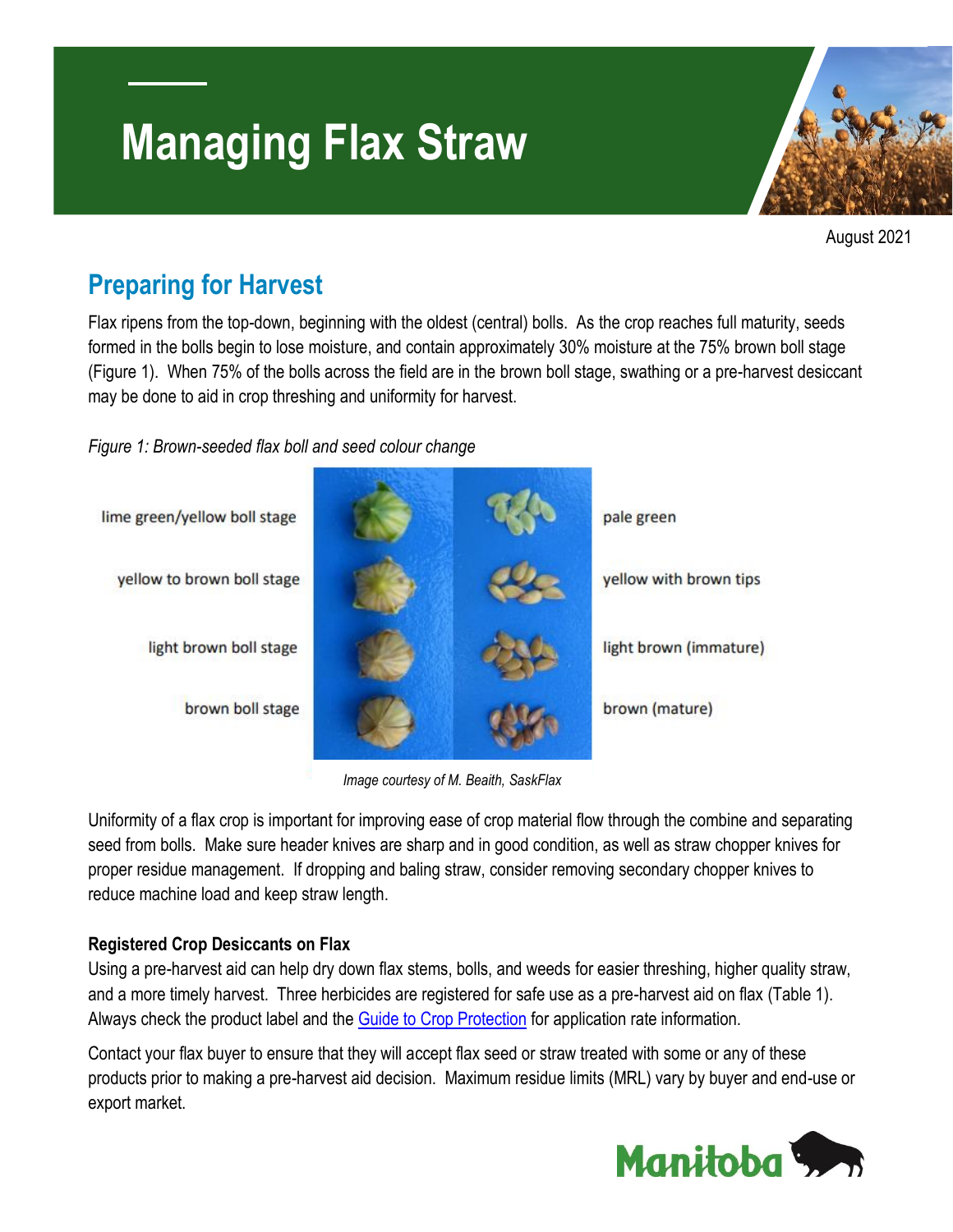# Managing Flax Straw

August 2021

## Preparing for Harvest

Flax ripens from the top-down, beginning with the oldest (central) bolls. As the crop reaches full maturity, seeds formed in the bolls begin to lose moisture, and contain approximately 30% moisture at the 75% brown boll stage (Figure 1). When 75% of the bolls across the field are in the brown boll stage, swathing or a pre-harvest desiccant may be done to aid in crop threshing and uniformity for harvest.

*Figure 1: Brown-seeded flax boll and seed colour change*

| Boll stage | Seed colour |
| --- | --- |
| lime green/yellow boll stage | pale green |
| yellow to brown boll stage | yellow with brown tips |
| light brown boll stage | light brown (immature) |
| brown boll stage | brown (mature) |

*Image courtesy of M. Beaith, SaskFlax*

Uniformity of a flax crop is important for improving ease of crop material flow through the combine and separating seed from bolls. Make sure header knives are sharp and in good condition, as well as straw chopper knives for proper residue management. If dropping and baling straw, consider removing secondary chopper knives to reduce machine load and keep straw length.

### Registered Crop Desiccants on Flax

Using a pre-harvest aid can help dry down flax stems, bolls, and weeds for easier threshing, higher quality straw, and a more timely harvest. Three herbicides are registered for safe use as a pre-harvest aid on flax (Table 1). Always check the product label and the [Guide to Crop Protection] for application rate information.

Contact your flax buyer to ensure that they will accept flax seed or straw treated with some or any of these products prior to making a pre-harvest aid decision. Maximum residue limits (MRL) vary by buyer and end-use or export market.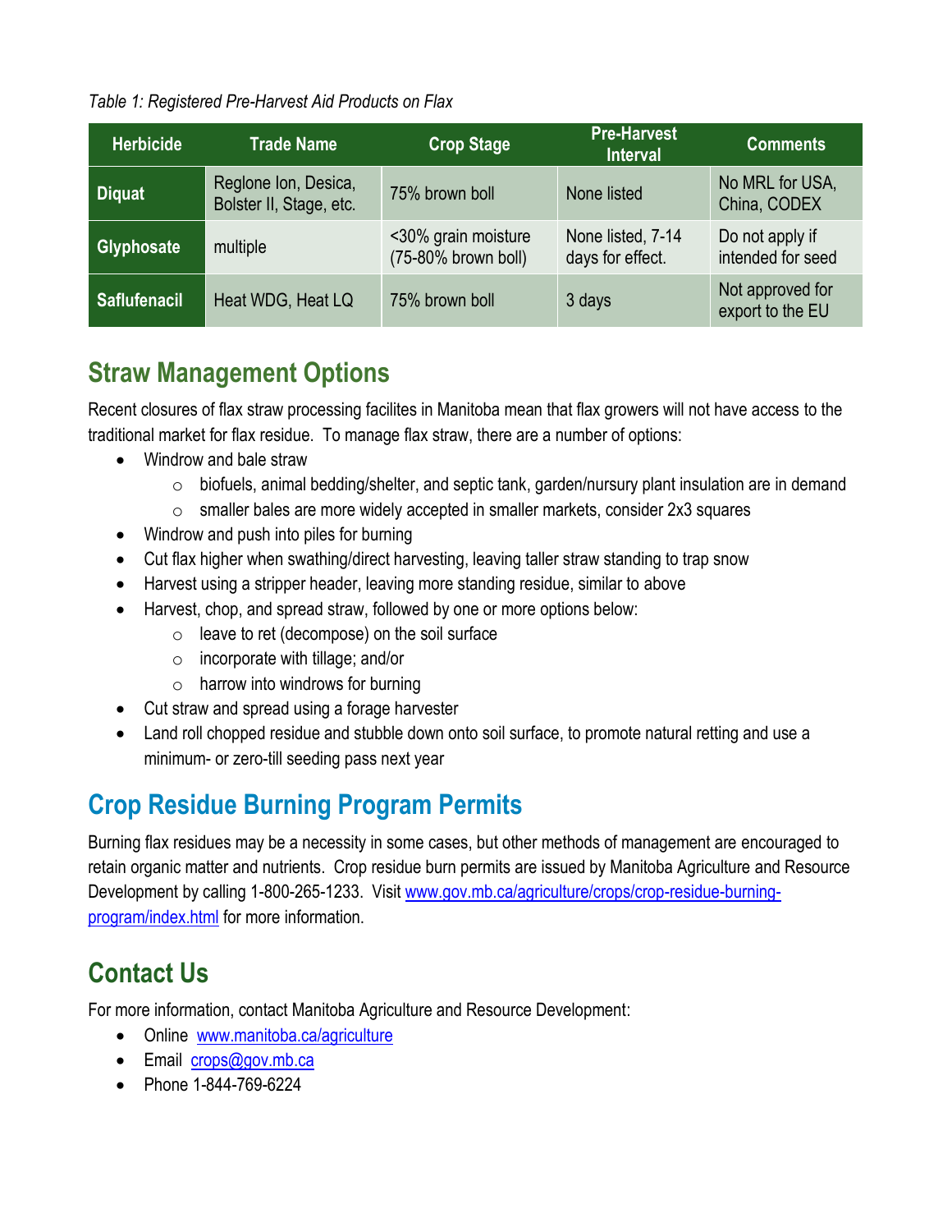*Table 1: Registered Pre-Harvest Aid Products on Flax*

| Herbicide | Trade Name | Crop Stage | Pre-Harvest Interval | Comments |
|---|---|---|---|---|
| **Diquat** | Reglone Ion, Desica, Bolster II, Stage, etc. | 75% brown boll | None listed | No MRL for USA, China, CODEX |
| **Glyphosate** | multiple | <30% grain moisture (75-80% brown boll) | None listed, 7-14 days for effect. | Do not apply if intended for seed |
| **Saflufenacil** | Heat WDG, Heat LQ | 75% brown boll | 3 days | Not approved for export to the EU |

## Straw Management Options

Recent closures of flax straw processing facilites in Manitoba mean that flax growers will not have access to the traditional market for flax residue. To manage flax straw, there are a number of options:

- Windrow and bale straw
  - biofuels, animal bedding/shelter, and septic tank, garden/nursury plant insulation are in demand
  - smaller bales are more widely accepted in smaller markets, consider 2x3 squares
- Windrow and push into piles for burning
- Cut flax higher when swathing/direct harvesting, leaving taller straw standing to trap snow
- Harvest using a stripper header, leaving more standing residue, similar to above
- Harvest, chop, and spread straw, followed by one or more options below:
  - leave to ret (decompose) on the soil surface
  - incorporate with tillage; and/or
  - harrow into windrows for burning
- Cut straw and spread using a forage harvester
- Land roll chopped residue and stubble down onto soil surface, to promote natural retting and use a minimum- or zero-till seeding pass next year

## Crop Residue Burning Program Permits

Burning flax residues may be a necessity in some cases, but other methods of management are encouraged to retain organic matter and nutrients. Crop residue burn permits are issued by Manitoba Agriculture and Resource Development by calling 1-800-265-1233. Visit www.gov.mb.ca/agriculture/crops/crop-residue-burning-program/index.html for more information.

## Contact Us

For more information, contact Manitoba Agriculture and Resource Development:

- Online www.manitoba.ca/agriculture
- Email crops@gov.mb.ca
- Phone 1-844-769-6224